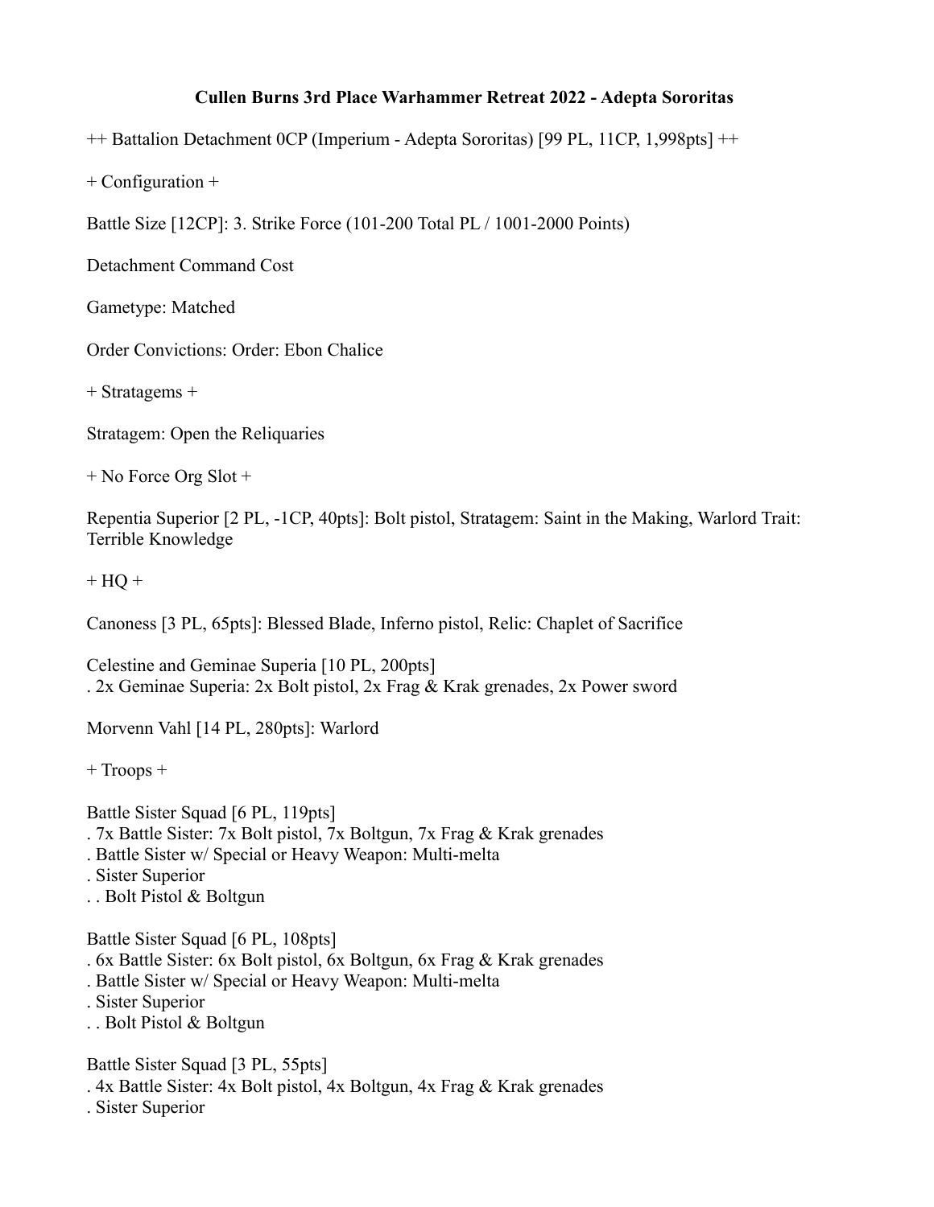# Cullen Burns 3rd Place Warhammer Retreat 2022 - Adepta Sororitas

++ Battalion Detachment 0CP (Imperium - Adepta Sororitas) [99 PL, 11CP, 1,998pts] ++

+ Configuration +

Battle Size [12CP]: 3. Strike Force (101-200 Total PL / 1001-2000 Points)

Detachment Command Cost

Gametype: Matched

Order Convictions: Order: Ebon Chalice

+ Stratagems +

Stratagem: Open the Reliquaries

+ No Force Org Slot +

Repentia Superior [2 PL, -1CP, 40pts]: Bolt pistol, Stratagem: Saint in the Making, Warlord Trait: Terrible Knowledge

+ HQ +

Canoness [3 PL, 65pts]: Blessed Blade, Inferno pistol, Relic: Chaplet of Sacrifice

Celestine and Geminae Superia [10 PL, 200pts]
. 2x Geminae Superia: 2x Bolt pistol, 2x Frag & Krak grenades, 2x Power sword

Morvenn Vahl [14 PL, 280pts]: Warlord

+ Troops +

Battle Sister Squad [6 PL, 119pts]
. 7x Battle Sister: 7x Bolt pistol, 7x Boltgun, 7x Frag & Krak grenades
. Battle Sister w/ Special or Heavy Weapon: Multi-melta
. Sister Superior
. . Bolt Pistol & Boltgun

Battle Sister Squad [6 PL, 108pts]
. 6x Battle Sister: 6x Bolt pistol, 6x Boltgun, 6x Frag & Krak grenades
. Battle Sister w/ Special or Heavy Weapon: Multi-melta
. Sister Superior
. . Bolt Pistol & Boltgun

Battle Sister Squad [3 PL, 55pts]
. 4x Battle Sister: 4x Bolt pistol, 4x Boltgun, 4x Frag & Krak grenades
. Sister Superior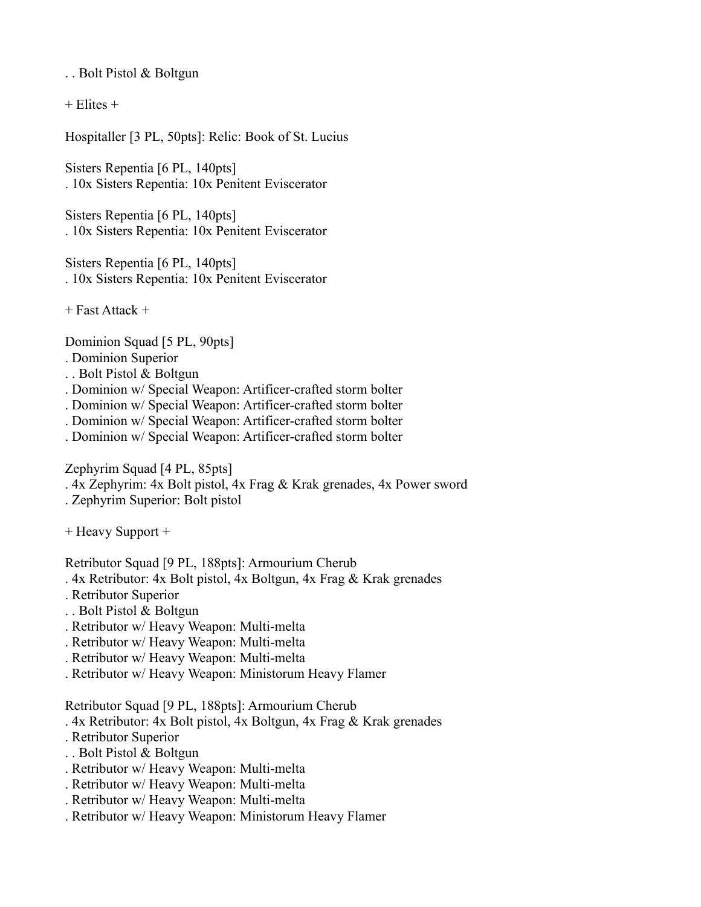. . Bolt Pistol & Boltgun

+ Elites +

Hospitaller [3 PL, 50pts]: Relic: Book of St. Lucius

Sisters Repentia [6 PL, 140pts]
. 10x Sisters Repentia: 10x Penitent Eviscerator

Sisters Repentia [6 PL, 140pts]
. 10x Sisters Repentia: 10x Penitent Eviscerator

Sisters Repentia [6 PL, 140pts]
. 10x Sisters Repentia: 10x Penitent Eviscerator

+ Fast Attack +

Dominion Squad [5 PL, 90pts]
. Dominion Superior
. . Bolt Pistol & Boltgun
. Dominion w/ Special Weapon: Artificer-crafted storm bolter
. Dominion w/ Special Weapon: Artificer-crafted storm bolter
. Dominion w/ Special Weapon: Artificer-crafted storm bolter
. Dominion w/ Special Weapon: Artificer-crafted storm bolter

Zephyrim Squad [4 PL, 85pts]
. 4x Zephyrim: 4x Bolt pistol, 4x Frag & Krak grenades, 4x Power sword
. Zephyrim Superior: Bolt pistol

+ Heavy Support +

Retributor Squad [9 PL, 188pts]: Armourium Cherub
. 4x Retributor: 4x Bolt pistol, 4x Boltgun, 4x Frag & Krak grenades
. Retributor Superior
. . Bolt Pistol & Boltgun
. Retributor w/ Heavy Weapon: Multi-melta
. Retributor w/ Heavy Weapon: Multi-melta
. Retributor w/ Heavy Weapon: Multi-melta
. Retributor w/ Heavy Weapon: Ministorum Heavy Flamer

Retributor Squad [9 PL, 188pts]: Armourium Cherub
. 4x Retributor: 4x Bolt pistol, 4x Boltgun, 4x Frag & Krak grenades
. Retributor Superior
. . Bolt Pistol & Boltgun
. Retributor w/ Heavy Weapon: Multi-melta
. Retributor w/ Heavy Weapon: Multi-melta
. Retributor w/ Heavy Weapon: Multi-melta
. Retributor w/ Heavy Weapon: Ministorum Heavy Flamer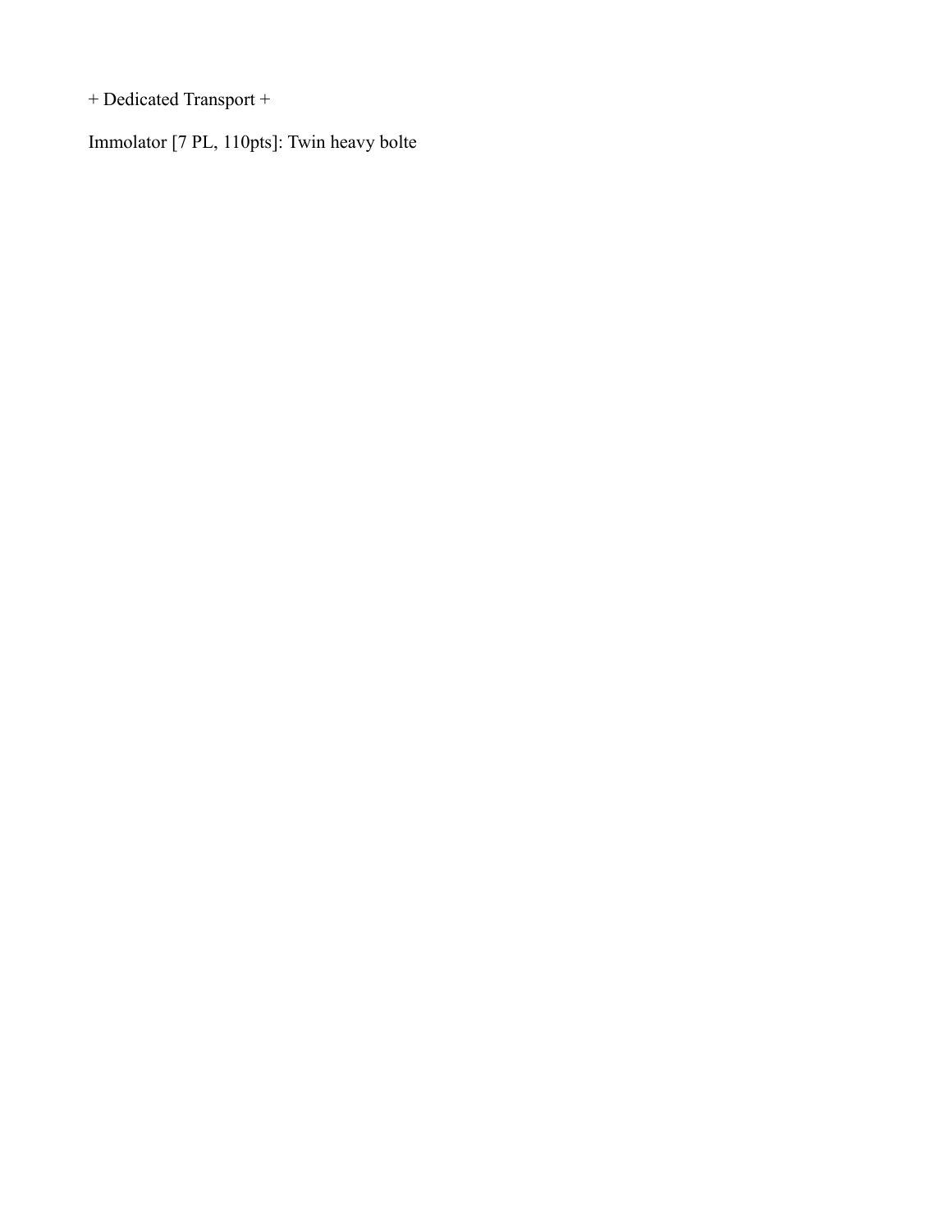+ Dedicated Transport +

Immolator [7 PL, 110pts]: Twin heavy bolte